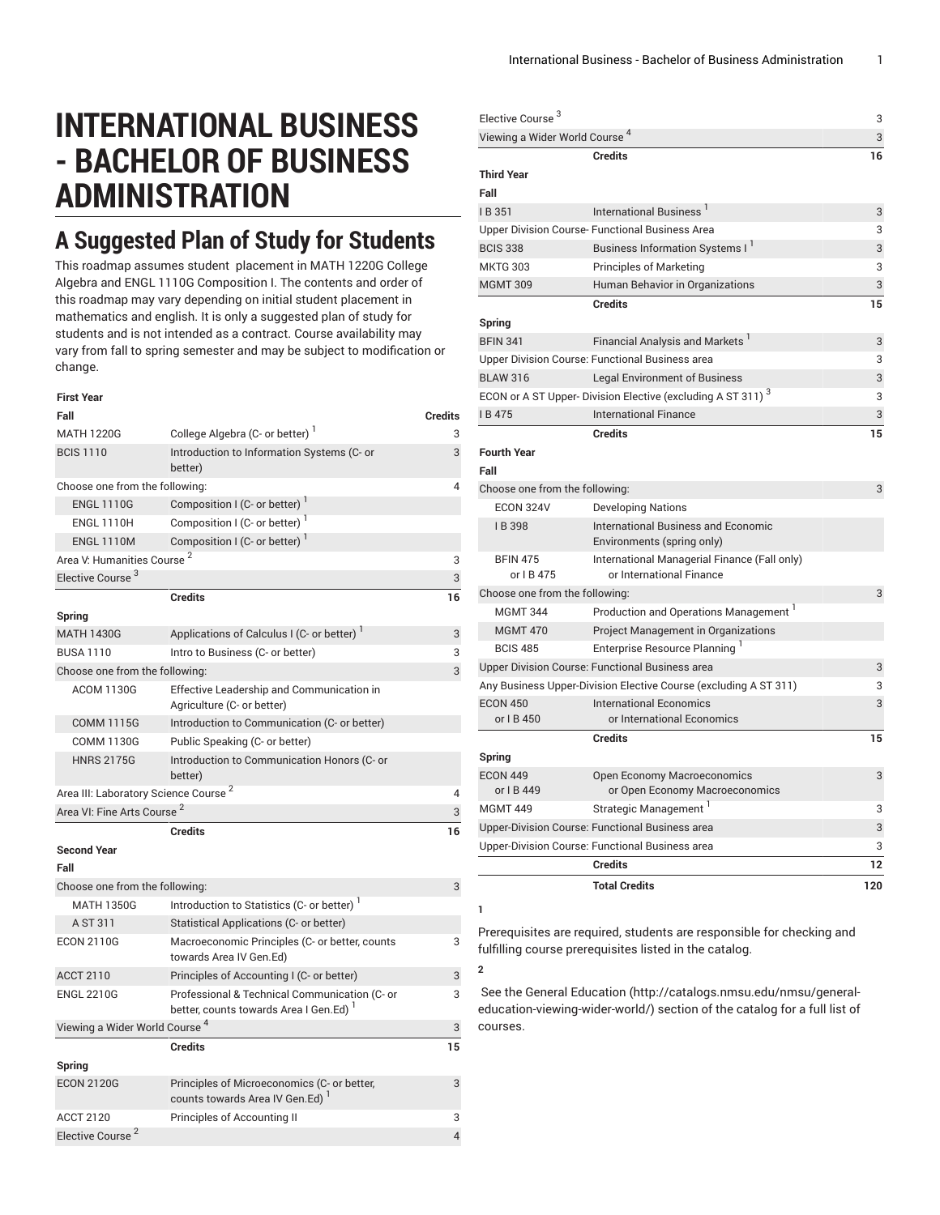# INTERNATIONAL BUSINESS - BACHELOR OF BUSINESS ADMINISTRATION

## A Suggested Plan of Study for Students

This roadmap assumes student placement in MATH 1220G College Algebra and ENGL 1110G Composition I. The contents and order of this roadmap may vary depending on initial student placement in mathematics and english. It is only a suggested plan of study for students and is not intended as a contract. Course availability may vary from fall to spring semester and may be subject to modification or change.

| First Year | | |
|---|---|---|
| **Fall** | | **Credits** |
| MATH 1220G | College Algebra (C- or better) [1] | 3 |
| BCIS 1110 | Introduction to Information Systems (C- or better) | 3 |
| Choose one from the following: | | 4 |
| ENGL 1110G | Composition I (C- or better) [1] | |
| ENGL 1110H | Composition I (C- or better) [1] | |
| ENGL 1110M | Composition I (C- or better) [1] | |
| Area V: Humanities Course [2] | | 3 |
| Elective Course [3] | | 3 |
| | **Credits** | **16** |
| **Spring** | | |
| MATH 1430G | Applications of Calculus I (C- or better) [1] | 3 |
| BUSA 1110 | Intro to Business (C- or better) | 3 |
| Choose one from the following: | | 3 |
| ACOM 1130G | Effective Leadership and Communication in Agriculture (C- or better) | |
| COMM 1115G | Introduction to Communication (C- or better) | |
| COMM 1130G | Public Speaking (C- or better) | |
| HNRS 2175G | Introduction to Communication Honors (C- or better) | |
| Area III: Laboratory Science Course [2] | | 4 |
| Area VI: Fine Arts Course [2] | | 3 |
| | **Credits** | **16** |
| **Second Year** | | |
| **Fall** | | |
| Choose one from the following: | | 3 |
| MATH 1350G | Introduction to Statistics (C- or better) [1] | |
| A ST 311 | Statistical Applications (C- or better) | |
| ECON 2110G | Macroeconomic Principles (C- or better, counts towards Area IV Gen.Ed) | 3 |
| ACCT 2110 | Principles of Accounting I (C- or better) | 3 |
| ENGL 2210G | Professional & Technical Communication (C- or better, counts towards Area I Gen.Ed) [1] | 3 |
| Viewing a Wider World Course [4] | | 3 |
| | **Credits** | **15** |
| **Spring** | | |
| ECON 2120G | Principles of Microeconomics (C- or better, counts towards Area IV Gen.Ed) [1] | 3 |
| ACCT 2120 | Principles of Accounting II | 3 |
| Elective Course [2] | | 4 |
| Elective Course [3] | | 3 |
| Viewing a Wider World Course [4] | | 3 |
| | **Credits** | **16** |
| **Third Year** | | |
| **Fall** | | |
| I B 351 | International Business [1] | 3 |
| Upper Division Course- Functional Business Area | | 3 |
| BCIS 338 | Business Information Systems I [1] | 3 |
| MKTG 303 | Principles of Marketing | 3 |
| MGMT 309 | Human Behavior in Organizations | 3 |
| | **Credits** | **15** |
| **Spring** | | |
| BFIN 341 | Financial Analysis and Markets [1] | 3 |
| Upper Division Course: Functional Business area | | 3 |
| BLAW 316 | Legal Environment of Business | 3 |
| ECON or A ST Upper- Division Elective (excluding A ST 311) [3] | | 3 |
| I B 475 | International Finance | 3 |
| | **Credits** | **15** |
| **Fourth Year** | | |
| **Fall** | | |
| Choose one from the following: | | 3 |
| ECON 324V | Developing Nations | |
| I B 398 | International Business and Economic Environments (spring only) | |
| BFIN 475 or I B 475 | International Managerial Finance (Fall only) or International Finance | |
| Choose one from the following: | | 3 |
| MGMT 344 | Production and Operations Management [1] | |
| MGMT 470 | Project Management in Organizations | |
| BCIS 485 | Enterprise Resource Planning [1] | |
| Upper Division Course: Functional Business area | | 3 |
| Any Business Upper-Division Elective Course (excluding A ST 311) | | 3 |
| ECON 450 or I B 450 | International Economics or International Economics | 3 |
| | **Credits** | **15** |
| **Spring** | | |
| ECON 449 or I B 449 | Open Economy Macroeconomics or Open Economy Macroeconomics | 3 |
| MGMT 449 | Strategic Management [1] | 3 |
| Upper-Division Course: Functional Business area | | 3 |
| Upper-Division Course: Functional Business area | | 3 |
| | **Credits** | **12** |
| | **Total Credits** | **120** |

**1**

Prerequisites are required, students are responsible for checking and fulfilling course prerequisites listed in the catalog.

**2**

See the General Education (http://catalogs.nmsu.edu/nmsu/general-education-viewing-wider-world/) section of the catalog for a full list of courses.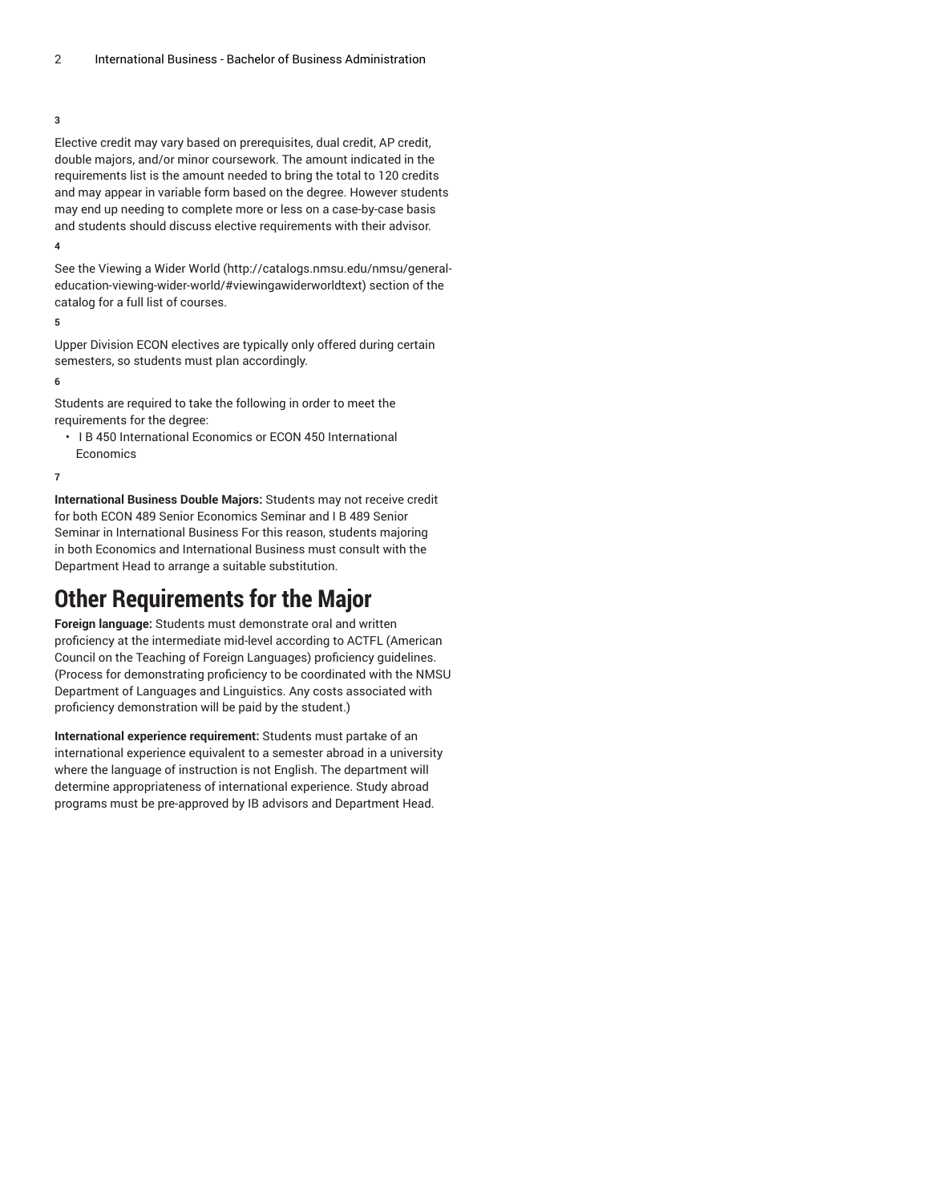3

Elective credit may vary based on prerequisites, dual credit, AP credit, double majors, and/or minor coursework. The amount indicated in the requirements list is the amount needed to bring the total to 120 credits and may appear in variable form based on the degree. However students may end up needing to complete more or less on a case-by-case basis and students should discuss elective requirements with their advisor.

4

See the Viewing a Wider World (http://catalogs.nmsu.edu/nmsu/general-education-viewing-wider-world/#viewingawiderworldtext) section of the catalog for a full list of courses.

5

Upper Division ECON electives are typically only offered during certain semesters, so students must plan accordingly.

6

Students are required to take the following in order to meet the requirements for the degree:

- I B 450 International Economics or ECON 450 International Economics

7

**International Business Double Majors:** Students may not receive credit for both ECON 489 Senior Economics Seminar and I B 489 Senior Seminar in International Business For this reason, students majoring in both Economics and International Business must consult with the Department Head to arrange a suitable substitution.

# Other Requirements for the Major

**Foreign language:** Students must demonstrate oral and written proficiency at the intermediate mid-level according to ACTFL (American Council on the Teaching of Foreign Languages) proficiency guidelines. (Process for demonstrating proficiency to be coordinated with the NMSU Department of Languages and Linguistics. Any costs associated with proficiency demonstration will be paid by the student.)

**International experience requirement:** Students must partake of an international experience equivalent to a semester abroad in a university where the language of instruction is not English. The department will determine appropriateness of international experience. Study abroad programs must be pre-approved by IB advisors and Department Head.